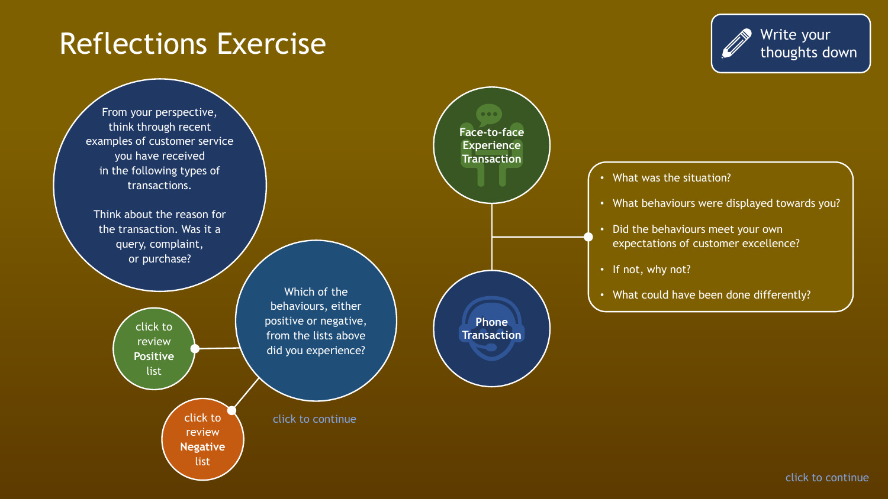# Reflections Exercise

**Write your thoughts down**

From your perspective, think through recent examples of customer service you have received in the following types of transactions.

Think about the reason for the transaction. Was it a query, complaint, or purchase?

Which of the behaviours, either positive or negative, from the lists above did you experience?

click to review **Positive** list

click to review **Negative** list

click to continue

**Face-to-face Experience Transaction**

**Phone Transaction**

- What was the situation?
- What behaviours were displayed towards you?
- Did the behaviours meet your own expectations of customer excellence?
- If not, why not?
- What could have been done differently?

click to continue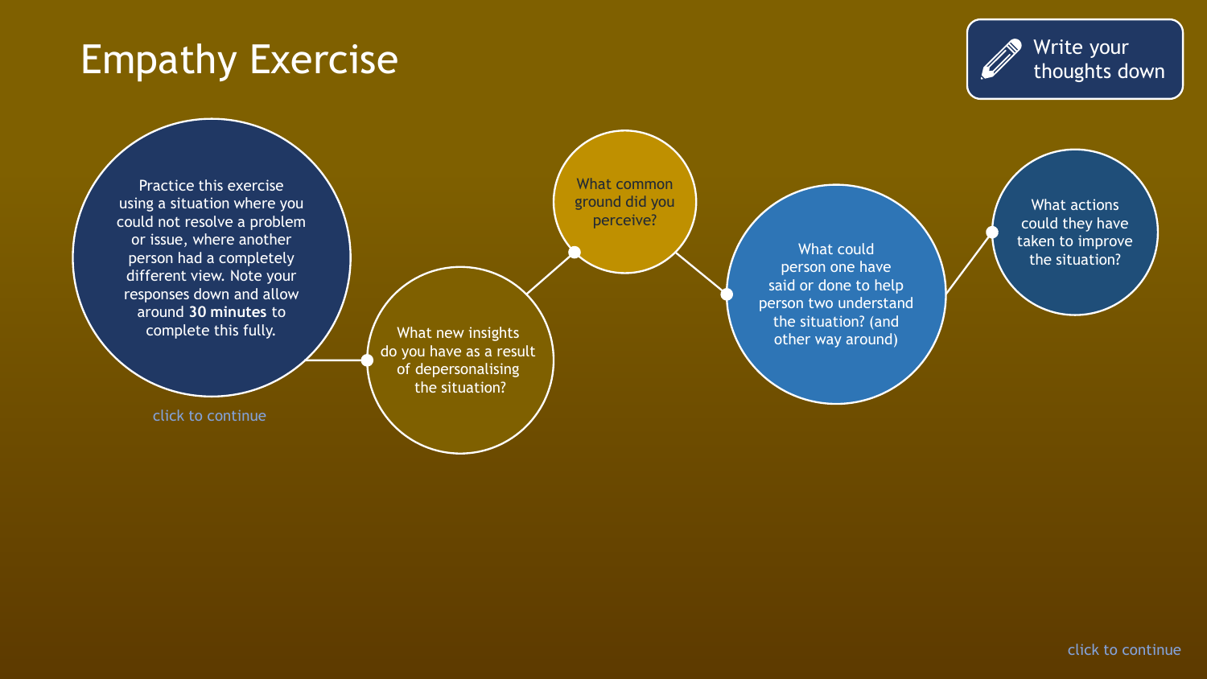# Empathy Exercise

Write your thoughts down

Practice this exercise using a situation where you could not resolve a problem or issue, where another person had a completely different view. Note your responses down and allow around **30 minutes** to complete this fully.

click to continue

- What new insights do you have as a result of depersonalising the situation?
- What common ground did you perceive?
- What could person one have said or done to help person two understand the situation? (and other way around)
- What actions could they have taken to improve the situation?

click to continue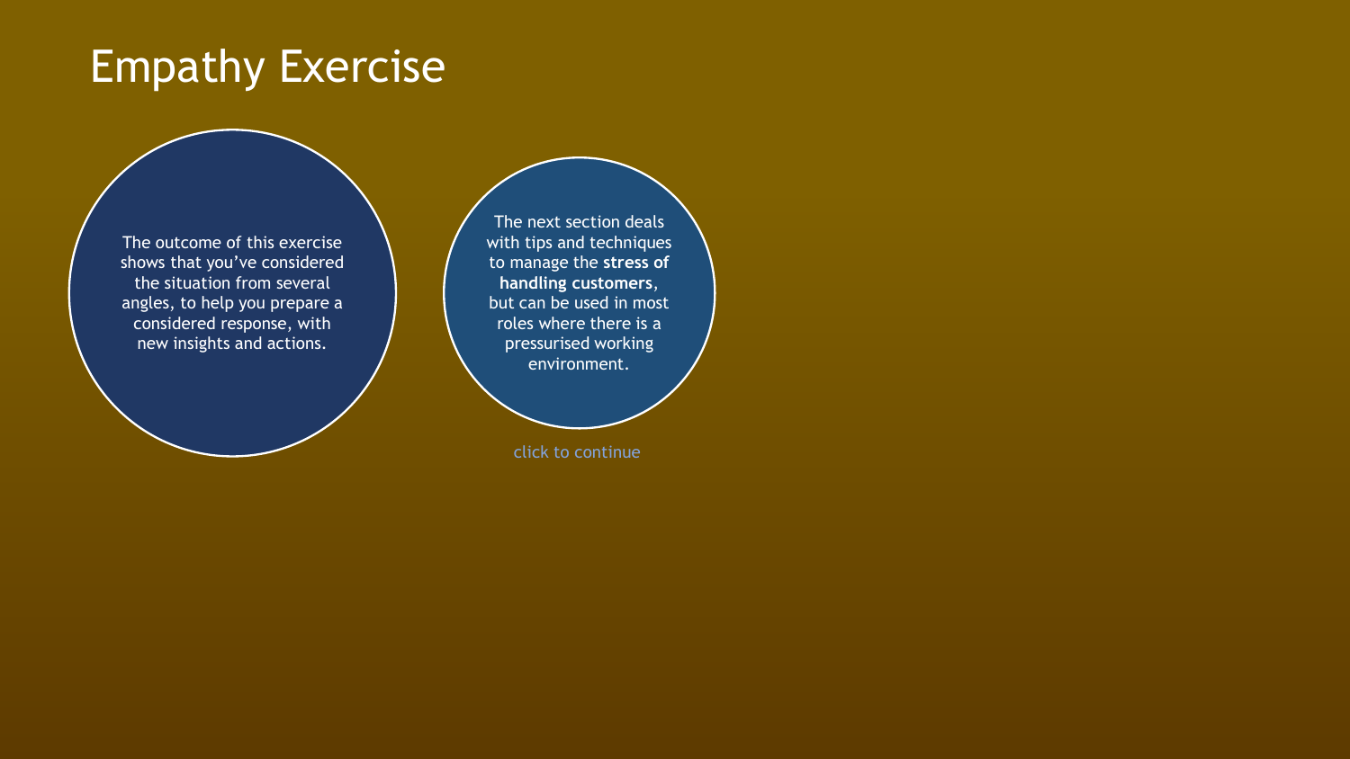# Empathy Exercise

The outcome of this exercise shows that you've considered the situation from several angles, to help you prepare a considered response, with new insights and actions.

The next section deals with tips and techniques to manage the **stress of handling customers**, but can be used in most roles where there is a pressurised working environment.

click to continue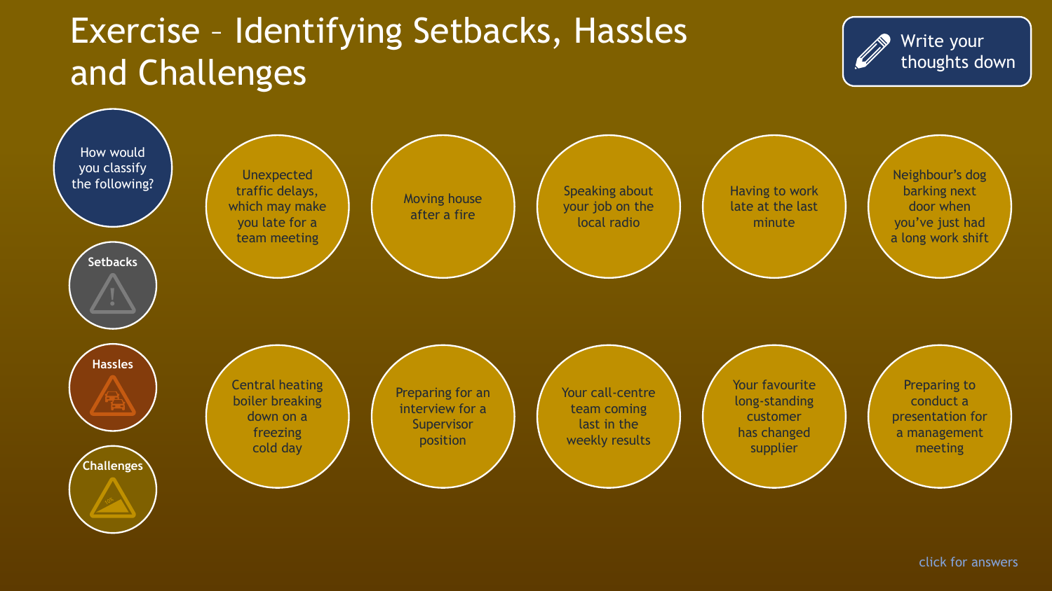# Exercise – Identifying Setbacks, Hassles and Challenges

Write your thoughts down

How would you classify the following?

- Setbacks
- Hassles
- Challenges

- Unexpected traffic delays, which may make you late for a team meeting
- Moving house after a fire
- Speaking about your job on the local radio
- Having to work late at the last minute
- Neighbour's dog barking next door when you've just had a long work shift
- Central heating boiler breaking down on a freezing cold day
- Preparing for an interview for a Supervisor position
- Your call-centre team coming last in the weekly results
- Your favourite long-standing customer has changed supplier
- Preparing to conduct a presentation for a management meeting

click for answers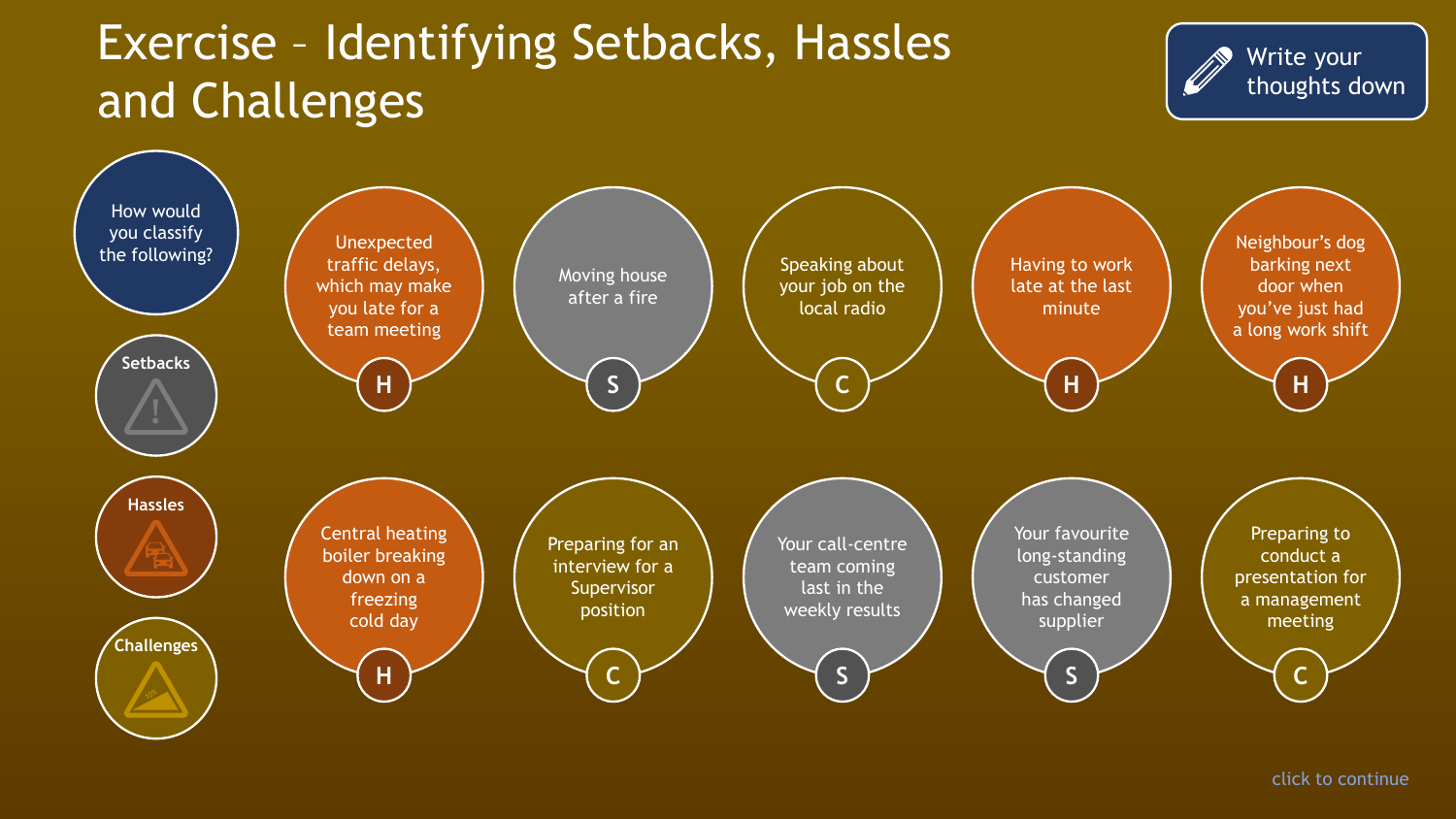# Exercise – Identifying Setbacks, Hassles and Challenges

Write your thoughts down

How would you classify the following?

- Setbacks
- Hassles
- Challenges

| Item | Classification |
| --- | --- |
| Unexpected traffic delays, which may make you late for a team meeting | H |
| Moving house after a fire | S |
| Speaking about your job on the local radio | C |
| Having to work late at the last minute | H |
| Neighbour's dog barking next door when you've just had a long work shift | H |
| Central heating boiler breaking down on a freezing cold day | H |
| Preparing for an interview for a Supervisor position | C |
| Your call-centre team coming last in the weekly results | S |
| Your favourite long-standing customer has changed supplier | S |
| Preparing to conduct a presentation for a management meeting | C |

click to continue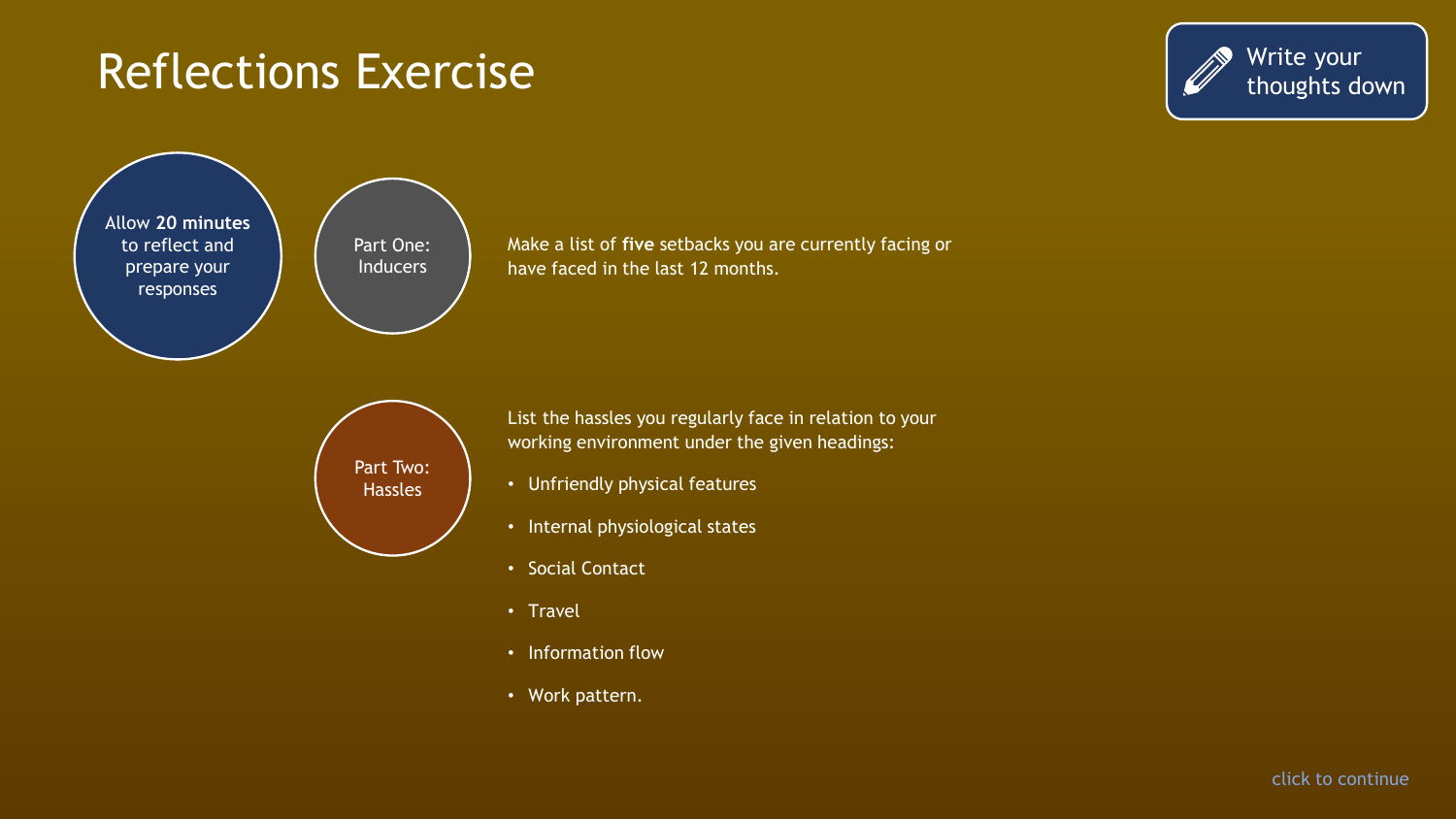# Reflections Exercise

Write your thoughts down

Allow **20 minutes** to reflect and prepare your responses

Part One: Inducers

Make a list of **five** setbacks you are currently facing or have faced in the last 12 months.

Part Two: Hassles

List the hassles you regularly face in relation to your working environment under the given headings:

- Unfriendly physical features
- Internal physiological states
- Social Contact
- Travel
- Information flow
- Work pattern.

click to continue